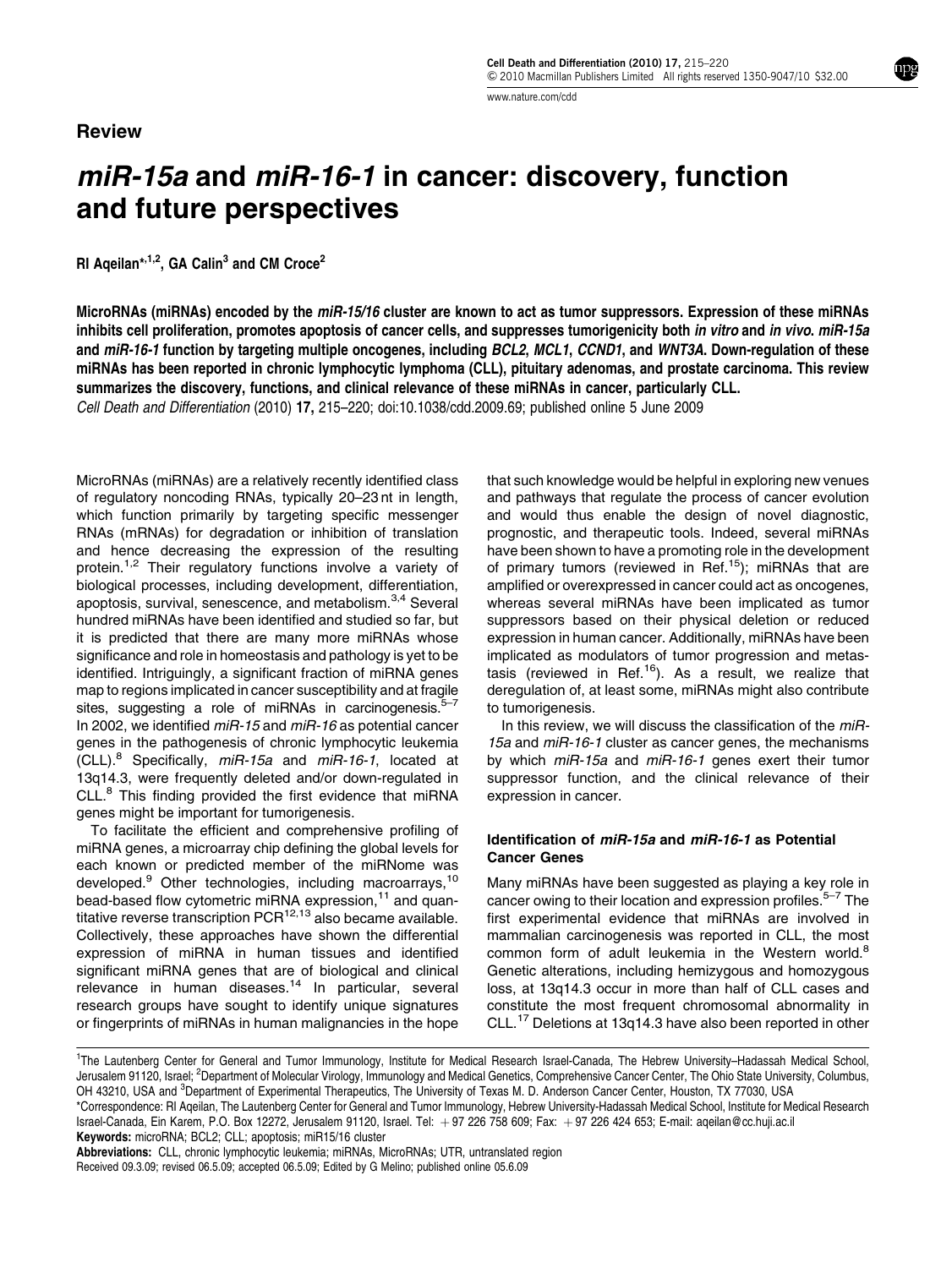**Review**

# *miR-15a* and *miR-16-1* in cancer: discovery, function and future perspectives

RI Aqeilan*[1,2], GA Calin[3] and CM Croce[2]

**MicroRNAs (miRNAs) encoded by the *miR-15/16* cluster are known to act as tumor suppressors. Expression of these miRNAs inhibits cell proliferation, promotes apoptosis of cancer cells, and suppresses tumorigenicity both *in vitro* and *in vivo*. *miR-15a* and *miR-16-1* function by targeting multiple oncogenes, including *BCL2*, *MCL1*, *CCND1*, and *WNT3A*. Down-regulation of these miRNAs has been reported in chronic lymphocytic lymphoma (CLL), pituitary adenomas, and prostate carcinoma. This review summarizes the discovery, functions, and clinical relevance of these miRNAs in cancer, particularly CLL.**

*Cell Death and Differentiation* (2010) **17,** 215–220; doi:10.1038/cdd.2009.69; published online 5 June 2009

MicroRNAs (miRNAs) are a relatively recently identified class of regulatory noncoding RNAs, typically 20–23 nt in length, which function primarily by targeting specific messenger RNAs (mRNAs) for degradation or inhibition of translation and hence decreasing the expression of the resulting protein.[1,2] Their regulatory functions involve a variety of biological processes, including development, differentiation, apoptosis, survival, senescence, and metabolism.[3,4] Several hundred miRNAs have been identified and studied so far, but it is predicted that there are many more miRNAs whose significance and role in homeostasis and pathology is yet to be identified. Intriguingly, a significant fraction of miRNA genes map to regions implicated in cancer susceptibility and at fragile sites, suggesting a role of miRNAs in carcinogenesis.[5–7] In 2002, we identified *miR-15* and *miR-16* as potential cancer genes in the pathogenesis of chronic lymphocytic leukemia (CLL).[8] Specifically, *miR-15a* and *miR-16-1*, located at 13q14.3, were frequently deleted and/or down-regulated in CLL.[8] This finding provided the first evidence that miRNA genes might be important for tumorigenesis.

To facilitate the efficient and comprehensive profiling of miRNA genes, a microarray chip defining the global levels for each known or predicted member of the miRNome was developed.[9] Other technologies, including macroarrays,[10] bead-based flow cytometric miRNA expression,[11] and quantitative reverse transcription PCR[12,13] also became available. Collectively, these approaches have shown the differential expression of miRNA in human tissues and identified significant miRNA genes that are of biological and clinical relevance in human diseases.[14] In particular, several research groups have sought to identify unique signatures or fingerprints of miRNAs in human malignancies in the hope that such knowledge would be helpful in exploring new venues and pathways that regulate the process of cancer evolution and would thus enable the design of novel diagnostic, prognostic, and therapeutic tools. Indeed, several miRNAs have been shown to have a promoting role in the development of primary tumors (reviewed in Ref.[15]); miRNAs that are amplified or overexpressed in cancer could act as oncogenes, whereas several miRNAs have been implicated as tumor suppressors based on their physical deletion or reduced expression in human cancer. Additionally, miRNAs have been implicated as modulators of tumor progression and metastasis (reviewed in Ref.[16]). As a result, we realize that deregulation of, at least some, miRNAs might also contribute to tumorigenesis.

In this review, we will discuss the classification of the *miR-15a* and *miR-16-1* cluster as cancer genes, the mechanisms by which *miR-15a* and *miR-16-1* genes exert their tumor suppressor function, and the clinical relevance of their expression in cancer.

## Identification of *miR-15a* and *miR-16-1* as Potential Cancer Genes

Many miRNAs have been suggested as playing a key role in cancer owing to their location and expression profiles.[5–7] The first experimental evidence that miRNAs are involved in mammalian carcinogenesis was reported in CLL, the most common form of adult leukemia in the Western world.[8] Genetic alterations, including hemizygous and homozygous loss, at 13q14.3 occur in more than half of CLL cases and constitute the most frequent chromosomal abnormality in CLL.[17] Deletions at 13q14.3 have also been reported in other

---

[1]The Lautenberg Center for General and Tumor Immunology, Institute for Medical Research Israel-Canada, The Hebrew University–Hadassah Medical School, Jerusalem 91120, Israel; [2]Department of Molecular Virology, Immunology and Medical Genetics, Comprehensive Cancer Center, The Ohio State University, Columbus, OH 43210, USA and [3]Department of Experimental Therapeutics, The University of Texas M. D. Anderson Cancer Center, Houston, TX 77030, USA

*Correspondence: RI Aqeilan, The Lautenberg Center for General and Tumor Immunology, Hebrew University-Hadassah Medical School, Institute for Medical Research Israel-Canada, Ein Karem, P.O. Box 12272, Jerusalem 91120, Israel. Tel: +97 226 758 609; Fax: +97 226 424 653; E-mail: aqeilan@cc.huji.ac.il

**Keywords:** microRNA; BCL2; CLL; apoptosis; miR15/16 cluster

**Abbreviations:** CLL, chronic lymphocytic leukemia; miRNAs, MicroRNAs; UTR, untranslated region

Received 09.3.09; revised 06.5.09; accepted 06.5.09; Edited by G Melino; published online 05.6.09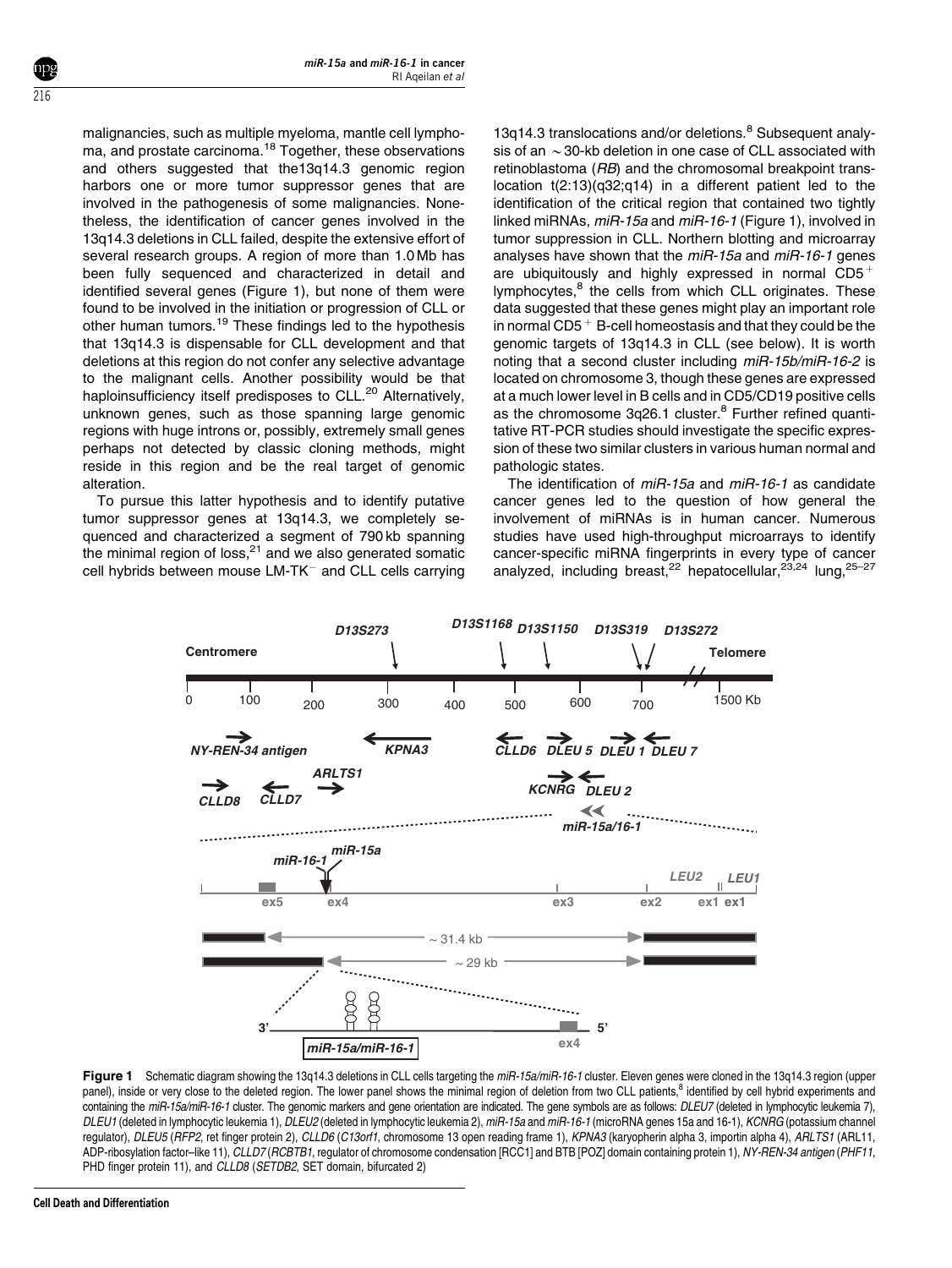malignancies, such as multiple myeloma, mantle cell lymphoma, and prostate carcinoma.[18] Together, these observations and others suggested that the13q14.3 genomic region harbors one or more tumor suppressor genes that are involved in the pathogenesis of some malignancies. Nonetheless, the identification of cancer genes involved in the 13q14.3 deletions in CLL failed, despite the extensive effort of several research groups. A region of more than 1.0 Mb has been fully sequenced and characterized in detail and identified several genes (Figure 1), but none of them were found to be involved in the initiation or progression of CLL or other human tumors.[19] These findings led to the hypothesis that 13q14.3 is dispensable for CLL development and that deletions at this region do not confer any selective advantage to the malignant cells. Another possibility would be that haploinsufficiency itself predisposes to CLL.[20] Alternatively, unknown genes, such as those spanning large genomic regions with huge introns or, possibly, extremely small genes perhaps not detected by classic cloning methods, might reside in this region and be the real target of genomic alteration.

To pursue this latter hypothesis and to identify putative tumor suppressor genes at 13q14.3, we completely sequenced and characterized a segment of 790 kb spanning the minimal region of loss,[21] and we also generated somatic cell hybrids between mouse LM-TK$^-$ and CLL cells carrying 13q14.3 translocations and/or deletions.[8] Subsequent analysis of an ~30-kb deletion in one case of CLL associated with retinoblastoma (*RB*) and the chromosomal breakpoint translocation t(2:13)(q32;q14) in a different patient led to the identification of the critical region that contained two tightly linked miRNAs, *miR-15a* and *miR-16-1* (Figure 1), involved in tumor suppression in CLL. Northern blotting and microarray analyses have shown that the *miR-15a* and *miR-16-1* genes are ubiquitously and highly expressed in normal CD5$^+$ lymphocytes,[8] the cells from which CLL originates. These data suggested that these genes might play an important role in normal CD5$^+$ B-cell homeostasis and that they could be the genomic targets of 13q14.3 in CLL (see below). It is worth noting that a second cluster including *miR-15b/miR-16-2* is located on chromosome 3, though these genes are expressed at a much lower level in B cells and in CD5/CD19 positive cells as the chromosome 3q26.1 cluster.[8] Further refined quantitative RT-PCR studies should investigate the specific expression of these two similar clusters in various human normal and pathologic states.

The identification of *miR-15a* and *miR-16-1* as candidate cancer genes led to the question of how general the involvement of miRNAs is in human cancer. Numerous studies have used high-throughput microarrays to identify cancer-specific miRNA fingerprints in every type of cancer analyzed, including breast,[22] hepatocellular,[23,24] lung,[25–27]

**Figure 1** Schematic diagram showing the 13q14.3 deletions in CLL cells targeting the *miR-15a/miR-16-1* cluster. Eleven genes were cloned in the 13q14.3 region (upper panel), inside or very close to the deleted region. The lower panel shows the minimal region of deletion from two CLL patients,[8] identified by cell hybrid experiments and containing the *miR-15a/miR-16-1* cluster. The genomic markers and gene orientation are indicated. The gene symbols are as follows: *DLEU7* (deleted in lymphocytic leukemia 7), *DLEU1* (deleted in lymphocytic leukemia 1), *DLEU2* (deleted in lymphocytic leukemia 2), *miR-15a* and *miR-16-1* (microRNA genes 15a and 16-1), *KCNRG* (potassium channel regulator), *DLEU5* (*RFP2*, ret finger protein 2), *CLLD6* (*C13orf1*, chromosome 13 open reading frame 1), *KPNA3* (karyopherin alpha 3, importin alpha 4), *ARLTS1* (ARL11, ADP-ribosylation factor–like 11), *CLLD7* (*RCBTB1*, regulator of chromosome condensation [RCC1] and BTB [POZ] domain containing protein 1), *NY-REN-34 antigen* (*PHF11*, PHD finger protein 11), and *CLLD8* (*SETDB2*, SET domain, bifurcated 2)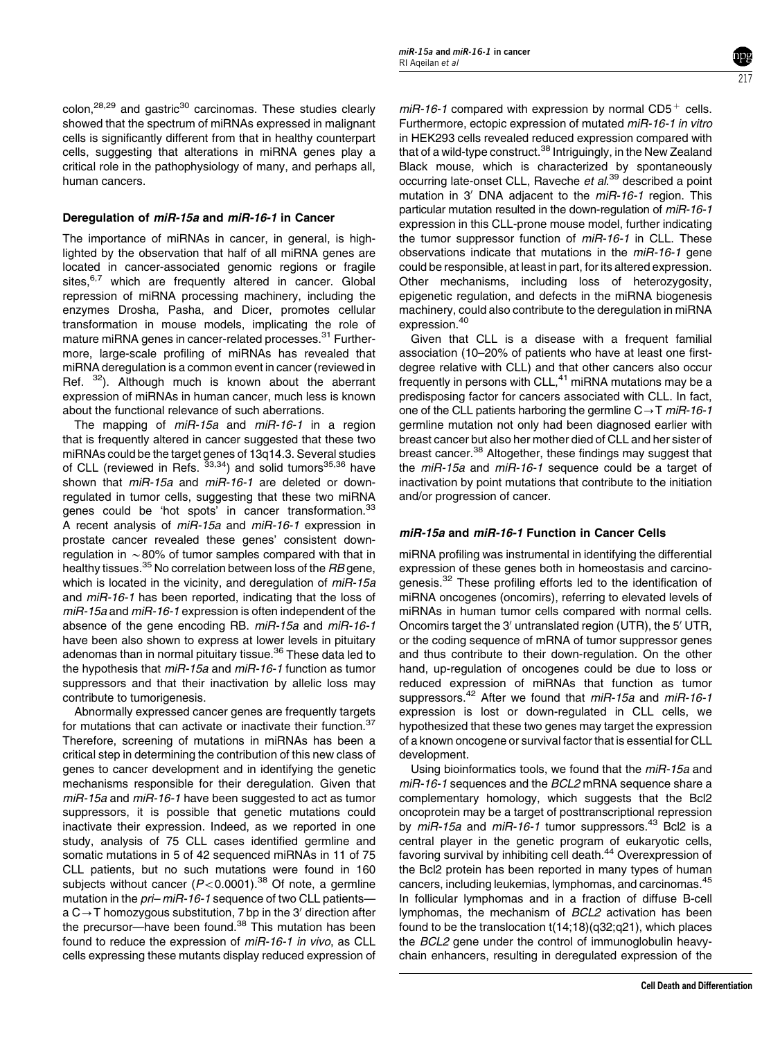colon,[28,29] and gastric[30] carcinomas. These studies clearly showed that the spectrum of miRNAs expressed in malignant cells is significantly different from that in healthy counterpart cells, suggesting that alterations in miRNA genes play a critical role in the pathophysiology of many, and perhaps all, human cancers.

### Deregulation of *miR-15a* and *miR-16-1* in Cancer

The importance of miRNAs in cancer, in general, is highlighted by the observation that half of all miRNA genes are located in cancer-associated genomic regions or fragile sites,[6,7] which are frequently altered in cancer. Global repression of miRNA processing machinery, including the enzymes Drosha, Pasha, and Dicer, promotes cellular transformation in mouse models, implicating the role of mature miRNA genes in cancer-related processes.[31] Furthermore, large-scale profiling of miRNAs has revealed that miRNA deregulation is a common event in cancer (reviewed in Ref. [32]). Although much is known about the aberrant expression of miRNAs in human cancer, much less is known about the functional relevance of such aberrations.

The mapping of *miR-15a* and *miR-16-1* in a region that is frequently altered in cancer suggested that these two miRNAs could be the target genes of 13q14.3. Several studies of CLL (reviewed in Refs. [33,34]) and solid tumors[35,36] have shown that *miR-15a* and *miR-16-1* are deleted or down-regulated in tumor cells, suggesting that these two miRNA genes could be 'hot spots' in cancer transformation.[33] A recent analysis of *miR-15a* and *miR-16-1* expression in prostate cancer revealed these genes' consistent down-regulation in ~80% of tumor samples compared with that in healthy tissues.[35] No correlation between loss of the *RB* gene, which is located in the vicinity, and deregulation of *miR-15a* and *miR-16-1* has been reported, indicating that the loss of *miR-15a* and *miR-16-1* expression is often independent of the absence of the gene encoding RB. *miR-15a* and *miR-16-1* have been also shown to express at lower levels in pituitary adenomas than in normal pituitary tissue.[36] These data led to the hypothesis that *miR-15a* and *miR-16-1* function as tumor suppressors and that their inactivation by allelic loss may contribute to tumorigenesis.

Abnormally expressed cancer genes are frequently targets for mutations that can activate or inactivate their function.[37] Therefore, screening of mutations in miRNAs has been a critical step in determining the contribution of this new class of genes to cancer development and in identifying the genetic mechanisms responsible for their deregulation. Given that *miR-15a* and *miR-16-1* have been suggested to act as tumor suppressors, it is possible that genetic mutations could inactivate their expression. Indeed, as we reported in one study, analysis of 75 CLL cases identified germline and somatic mutations in 5 of 42 sequenced miRNAs in 11 of 75 CLL patients, but no such mutations were found in 160 subjects without cancer ($P<0.0001$).[38] Of note, a germline mutation in the *pri–miR-16-1* sequence of two CLL patients—a C→T homozygous substitution, 7 bp in the 3′ direction after the precursor—have been found.[38] This mutation has been found to reduce the expression of *miR-16-1 in vivo*, as CLL cells expressing these mutants display reduced expression of *miR-16-1* compared with expression by normal CD5$^+$ cells. Furthermore, ectopic expression of mutated *miR-16-1 in vitro* in HEK293 cells revealed reduced expression compared with that of a wild-type construct.[38] Intriguingly, in the New Zealand Black mouse, which is characterized by spontaneously occurring late-onset CLL, Raveche *et al.*[39] described a point mutation in 3′ DNA adjacent to the *miR-16-1* region. This particular mutation resulted in the down-regulation of *miR-16-1* expression in this CLL-prone mouse model, further indicating the tumor suppressor function of *miR-16-1* in CLL. These observations indicate that mutations in the *miR-16-1* gene could be responsible, at least in part, for its altered expression. Other mechanisms, including loss of heterozygosity, epigenetic regulation, and defects in the miRNA biogenesis machinery, could also contribute to the deregulation in miRNA expression.[40]

Given that CLL is a disease with a frequent familial association (10–20% of patients who have at least one first-degree relative with CLL) and that other cancers also occur frequently in persons with CLL,[41] miRNA mutations may be a predisposing factor for cancers associated with CLL. In fact, one of the CLL patients harboring the germline C→T *miR-16-1* germline mutation not only had been diagnosed earlier with breast cancer but also her mother died of CLL and her sister of breast cancer.[38] Altogether, these findings may suggest that the *miR-15a* and *miR-16-1* sequence could be a target of inactivation by point mutations that contribute to the initiation and/or progression of cancer.

### *miR-15a* and *miR-16-1* Function in Cancer Cells

miRNA profiling was instrumental in identifying the differential expression of these genes both in homeostasis and carcinogenesis.[32] These profiling efforts led to the identification of miRNA oncogenes (oncomirs), referring to elevated levels of miRNAs in human tumor cells compared with normal cells. Oncomirs target the 3′ untranslated region (UTR), the 5′ UTR, or the coding sequence of mRNA of tumor suppressor genes and thus contribute to their down-regulation. On the other hand, up-regulation of oncogenes could be due to loss or reduced expression of miRNAs that function as tumor suppressors.[42] After we found that *miR-15a* and *miR-16-1* expression is lost or down-regulated in CLL cells, we hypothesized that these two genes may target the expression of a known oncogene or survival factor that is essential for CLL development.

Using bioinformatics tools, we found that the *miR-15a* and *miR-16-1* sequences and the *BCL2* mRNA sequence share a complementary homology, which suggests that the Bcl2 oncoprotein may be a target of posttranscriptional repression by *miR-15a* and *miR-16-1* tumor suppressors.[43] Bcl2 is a central player in the genetic program of eukaryotic cells, favoring survival by inhibiting cell death.[44] Overexpression of the Bcl2 protein has been reported in many types of human cancers, including leukemias, lymphomas, and carcinomas.[45] In follicular lymphomas and in a fraction of diffuse B-cell lymphomas, the mechanism of *BCL2* activation has been found to be the translocation t(14;18)(q32;q21), which places the *BCL2* gene under the control of immunoglobulin heavy-chain enhancers, resulting in deregulated expression of the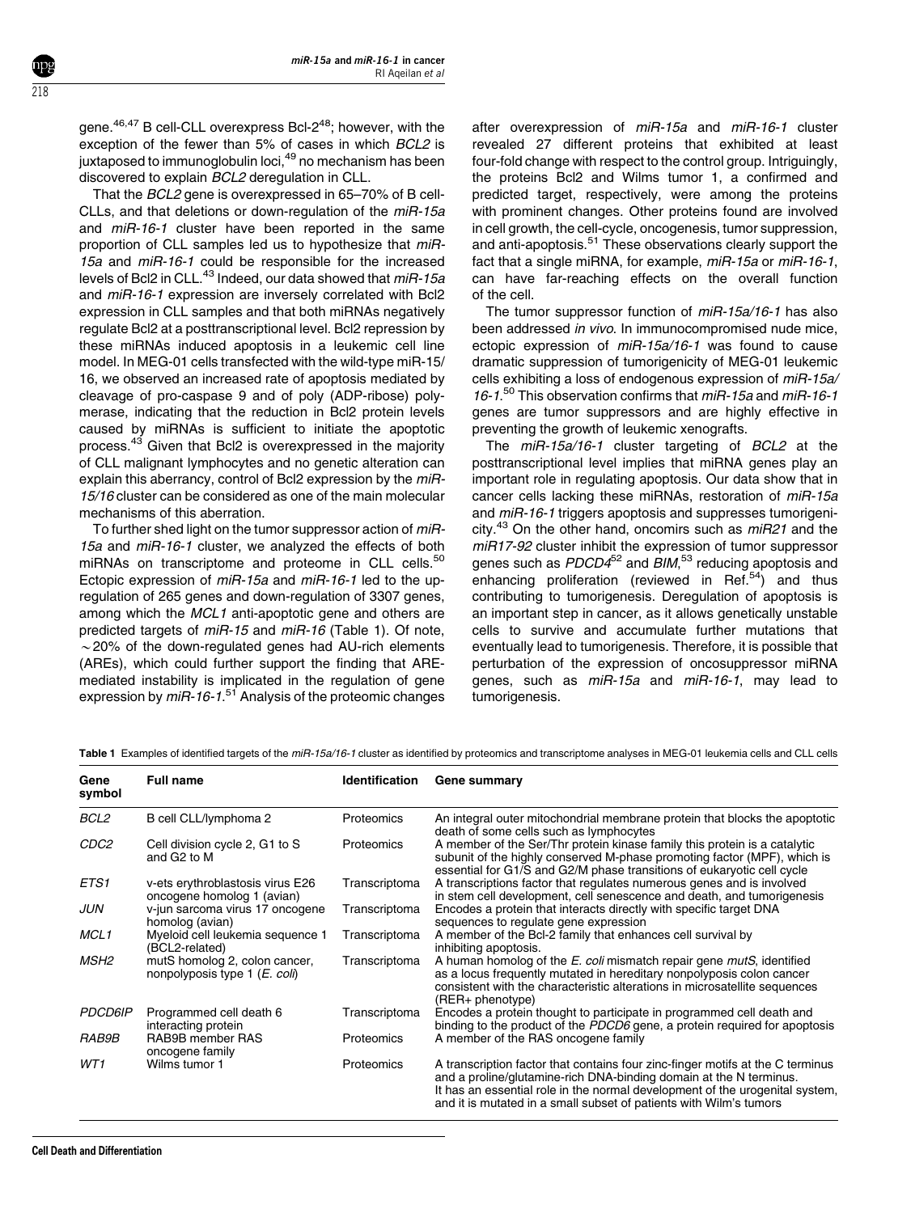gene.[46,47] B cell-CLL overexpress Bcl-2[48]; however, with the exception of the fewer than 5% of cases in which *BCL2* is juxtaposed to immunoglobulin loci,[49] no mechanism has been discovered to explain *BCL2* deregulation in CLL.

That the *BCL2* gene is overexpressed in 65–70% of B cell-CLLs, and that deletions or down-regulation of the *miR-15a* and *miR-16-1* cluster have been reported in the same proportion of CLL samples led us to hypothesize that *miR-15a* and *miR-16-1* could be responsible for the increased levels of Bcl2 in CLL.[43] Indeed, our data showed that *miR-15a* and *miR-16-1* expression are inversely correlated with Bcl2 expression in CLL samples and that both miRNAs negatively regulate Bcl2 at a posttranscriptional level. Bcl2 repression by these miRNAs induced apoptosis in a leukemic cell line model. In MEG-01 cells transfected with the wild-type miR-15/16, we observed an increased rate of apoptosis mediated by cleavage of pro-caspase 9 and of poly (ADP-ribose) polymerase, indicating that the reduction in Bcl2 protein levels caused by miRNAs is sufficient to initiate the apoptotic process.[43] Given that Bcl2 is overexpressed in the majority of CLL malignant lymphocytes and no genetic alteration can explain this aberrancy, control of Bcl2 expression by the *miR-15/16* cluster can be considered as one of the main molecular mechanisms of this aberration.

To further shed light on the tumor suppressor action of *miR-15a* and *miR-16-1* cluster, we analyzed the effects of both miRNAs on transcriptome and proteome in CLL cells.[50] Ectopic expression of *miR-15a* and *miR-16-1* led to the up-regulation of 265 genes and down-regulation of 3307 genes, among which the *MCL1* anti-apoptotic gene and others are predicted targets of *miR-15* and *miR-16* (Table 1). Of note, ~20% of the down-regulated genes had AU-rich elements (AREs), which could further support the finding that ARE-mediated instability is implicated in the regulation of gene expression by *miR-16-1*.[51] Analysis of the proteomic changes after overexpression of *miR-15a* and *miR-16-1* cluster revealed 27 different proteins that exhibited at least four-fold change with respect to the control group. Intriguingly, the proteins Bcl2 and Wilms tumor 1, a confirmed and predicted target, respectively, were among the proteins with prominent changes. Other proteins found are involved in cell growth, the cell-cycle, oncogenesis, tumor suppression, and anti-apoptosis.[51] These observations clearly support the fact that a single miRNA, for example, *miR-15a* or *miR-16-1*, can have far-reaching effects on the overall function of the cell.

The tumor suppressor function of *miR-15a/16-1* has also been addressed *in vivo*. In immunocompromised nude mice, ectopic expression of *miR-15a/16-1* was found to cause dramatic suppression of tumorigenicity of MEG-01 leukemic cells exhibiting a loss of endogenous expression of *miR-15a/16-1*.[50] This observation confirms that *miR-15a* and *miR-16-1* genes are tumor suppressors and are highly effective in preventing the growth of leukemic xenografts.

The *miR-15a/16-1* cluster targeting of *BCL2* at the posttranscriptional level implies that miRNA genes play an important role in regulating apoptosis. Our data show that in cancer cells lacking these miRNAs, restoration of *miR-15a* and *miR-16-1* triggers apoptosis and suppresses tumorigenicity.[43] On the other hand, oncomirs such as *miR21* and the *miR17-92* cluster inhibit the expression of tumor suppressor genes such as *PDCD4*[52] and *BIM*,[53] reducing apoptosis and enhancing proliferation (reviewed in Ref.[54]) and thus contributing to tumorigenesis. Deregulation of apoptosis is an important step in cancer, as it allows genetically unstable cells to survive and accumulate further mutations that eventually lead to tumorigenesis. Therefore, it is possible that perturbation of the expression of oncosuppressor miRNA genes, such as *miR-15a* and *miR-16-1*, may lead to tumorigenesis.

**Table 1** Examples of identified targets of the *miR-15a/16-1* cluster as identified by proteomics and transcriptome analyses in MEG-01 leukemia cells and CLL cells

| Gene symbol | Full name | Identification | Gene summary |
|---|---|---|---|
| *BCL2* | B cell CLL/lymphoma 2 | Proteomics | An integral outer mitochondrial membrane protein that blocks the apoptotic death of some cells such as lymphocytes |
| *CDC2* | Cell division cycle 2, G1 to S and G2 to M | Proteomics | A member of the Ser/Thr protein kinase family this protein is a catalytic subunit of the highly conserved M-phase promoting factor (MPF), which is essential for G1/S and G2/M phase transitions of eukaryotic cell cycle |
| *ETS1* | v-ets erythroblastosis virus E26 oncogene homolog 1 (avian) | Transcriptoma | A transcriptions factor that regulates numerous genes and is involved in stem cell development, cell senescence and death, and tumorigenesis |
| *JUN* | v-jun sarcoma virus 17 oncogene homolog (avian) | Transcriptoma | Encodes a protein that interacts directly with specific target DNA sequences to regulate gene expression |
| *MCL1* | Myeloid cell leukemia sequence 1 (BCL2-related) | Transcriptoma | A member of the Bcl-2 family that enhances cell survival by inhibiting apoptosis. |
| *MSH2* | mutS homolog 2, colon cancer, nonpolyposis type 1 (*E. coli*) | Transcriptoma | A human homolog of the *E. coli* mismatch repair gene *mutS*, identified as a locus frequently mutated in hereditary nonpolyposis colon cancer consistent with the characteristic alterations in microsatellite sequences (RER+ phenotype) |
| *PDCD6IP* | Programmed cell death 6 interacting protein | Transcriptoma | Encodes a protein thought to participate in programmed cell death and binding to the product of the *PDCD6* gene, a protein required for apoptosis |
| *RAB9B* | RAB9B member RAS oncogene family | Proteomics | A member of the RAS oncogene family |
| *WT1* | Wilms tumor 1 | Proteomics | A transcription factor that contains four zinc-finger motifs at the C terminus and a proline/glutamine-rich DNA-binding domain at the N terminus. It has an essential role in the normal development of the urogenital system, and it is mutated in a small subset of patients with Wilm's tumors |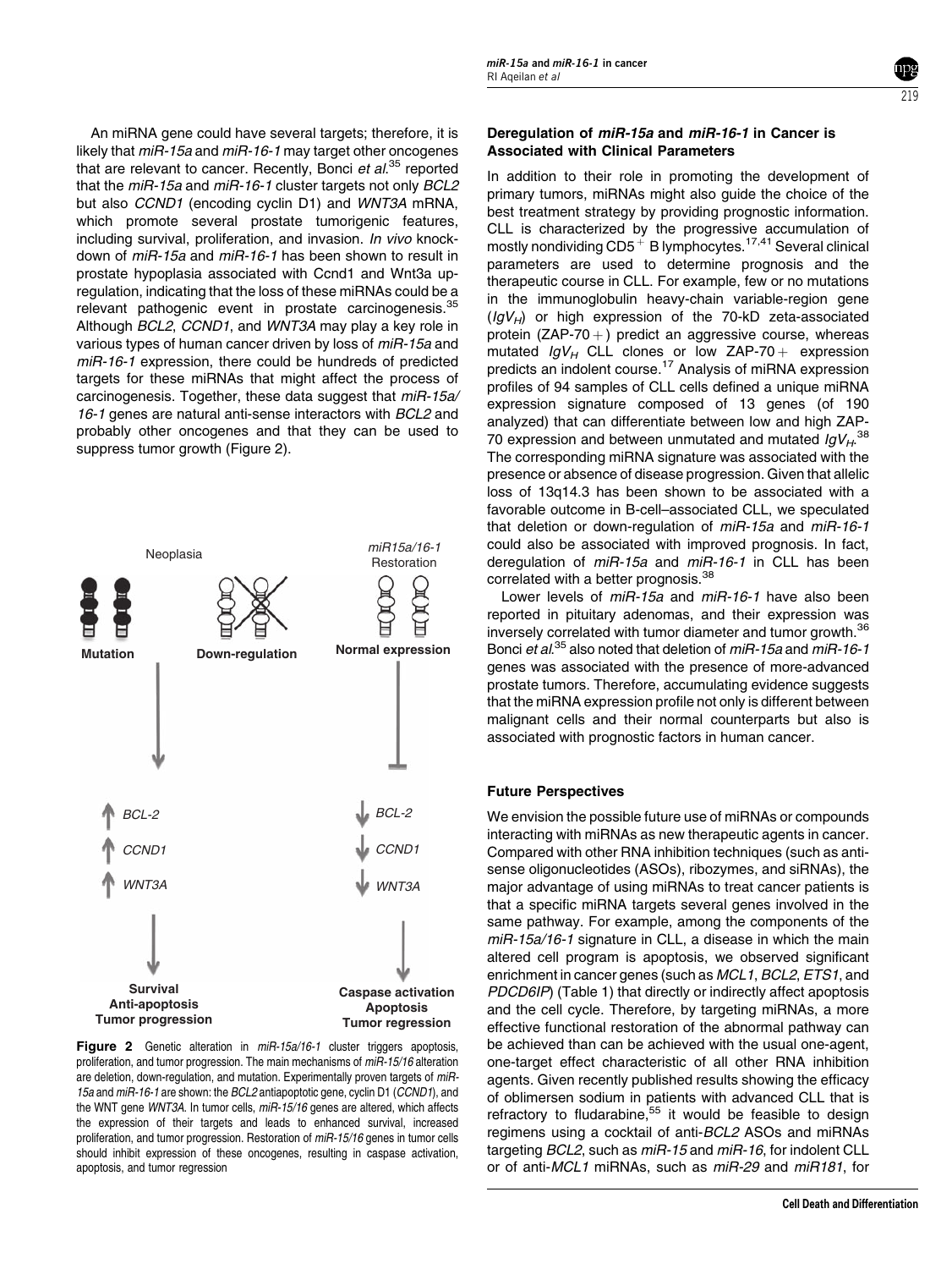An miRNA gene could have several targets; therefore, it is likely that *miR-15a* and *miR-16-1* may target other oncogenes that are relevant to cancer. Recently, Bonci *et al.*[35] reported that the *miR-15a* and *miR-16-1* cluster targets not only *BCL2* but also *CCND1* (encoding cyclin D1) and *WNT3A* mRNA, which promote several prostate tumorigenic features, including survival, proliferation, and invasion. *In vivo* knockdown of *miR-15a* and *miR-16-1* has been shown to result in prostate hypoplasia associated with Ccnd1 and Wnt3a upregulation, indicating that the loss of these miRNAs could be a relevant pathogenic event in prostate carcinogenesis.[35] Although *BCL2*, *CCND1*, and *WNT3A* may play a key role in various types of human cancer driven by loss of *miR-15a* and *miR-16-1* expression, there could be hundreds of predicted targets for these miRNAs that might affect the process of carcinogenesis. Together, these data suggest that *miR-15a/16-1* genes are natural anti-sense interactors with *BCL2* and probably other oncogenes and that they can be used to suppress tumor growth (Figure 2).

Neoplasia

*miR15a/16-1* Restoration

Mutation | Down-regulation | Normal expression

↑ *BCL-2* ↑ *CCND1* ↑ *WNT3A*

↓ *BCL-2* ↓ *CCND1* ↓ *WNT3A*

Survival Anti-apoptosis Tumor progression

Caspase activation Apoptosis Tumor regression

**Figure 2** Genetic alteration in *miR-15a/16-1* cluster triggers apoptosis, proliferation, and tumor progression. The main mechanisms of *miR-15/16* alteration are deletion, down-regulation, and mutation. Experimentally proven targets of *miR-15a* and *miR-16-1* are shown: the *BCL2* antiapoptotic gene, cyclin D1 (*CCND1*), and the WNT gene *WNT3A*. In tumor cells, *miR-15/16* genes are altered, which affects the expression of their targets and leads to enhanced survival, increased proliferation, and tumor progression. Restoration of *miR-15/16* genes in tumor cells should inhibit expression of these oncogenes, resulting in caspase activation, apoptosis, and tumor regression

## Deregulation of *miR-15a* and *miR-16-1* in Cancer is Associated with Clinical Parameters

In addition to their role in promoting the development of primary tumors, miRNAs might also guide the choice of the best treatment strategy by providing prognostic information. CLL is characterized by the progressive accumulation of mostly nondividing $CD5^+$ B lymphocytes.[17,41] Several clinical parameters are used to determine prognosis and the therapeutic course in CLL. For example, few or no mutations in the immunoglobulin heavy-chain variable-region gene ($IgV_H$) or high expression of the 70-kD zeta-associated protein (ZAP-70+) predict an aggressive course, whereas mutated $IgV_H$ CLL clones or low ZAP-70+ expression predicts an indolent course.[17] Analysis of miRNA expression profiles of 94 samples of CLL cells defined a unique miRNA expression signature composed of 13 genes (of 190 analyzed) that can differentiate between low and high ZAP-70 expression and between unmutated and mutated $IgV_H$.[38] The corresponding miRNA signature was associated with the presence or absence of disease progression. Given that allelic loss of 13q14.3 has been shown to be associated with a favorable outcome in B-cell–associated CLL, we speculated that deletion or down-regulation of *miR-15a* and *miR-16-1* could also be associated with improved prognosis. In fact, deregulation of *miR-15a* and *miR-16-1* in CLL has been correlated with a better prognosis.[38]

Lower levels of *miR-15a* and *miR-16-1* have also been reported in pituitary adenomas, and their expression was inversely correlated with tumor diameter and tumor growth.[36] Bonci *et al.*[35] also noted that deletion of *miR-15a* and *miR-16-1* genes was associated with the presence of more-advanced prostate tumors. Therefore, accumulating evidence suggests that the miRNA expression profile not only is different between malignant cells and their normal counterparts but also is associated with prognostic factors in human cancer.

## Future Perspectives

We envision the possible future use of miRNAs or compounds interacting with miRNAs as new therapeutic agents in cancer. Compared with other RNA inhibition techniques (such as antisense oligonucleotides (ASOs), ribozymes, and siRNAs), the major advantage of using miRNAs to treat cancer patients is that a specific miRNA targets several genes involved in the same pathway. For example, among the components of the *miR-15a/16-1* signature in CLL, a disease in which the main altered cell program is apoptosis, we observed significant enrichment in cancer genes (such as *MCL1*, *BCL2*, *ETS1*, and *PDCD6IP*) (Table 1) that directly or indirectly affect apoptosis and the cell cycle. Therefore, by targeting miRNAs, a more effective functional restoration of the abnormal pathway can be achieved than can be achieved with the usual one-agent, one-target effect characteristic of all other RNA inhibition agents. Given recently published results showing the efficacy of oblimersen sodium in patients with advanced CLL that is refractory to fludarabine,[55] it would be feasible to design regimens using a cocktail of anti-*BCL2* ASOs and miRNAs targeting *BCL2*, such as *miR-15* and *miR-16*, for indolent CLL or of anti-*MCL1* miRNAs, such as *miR-29* and *miR181*, for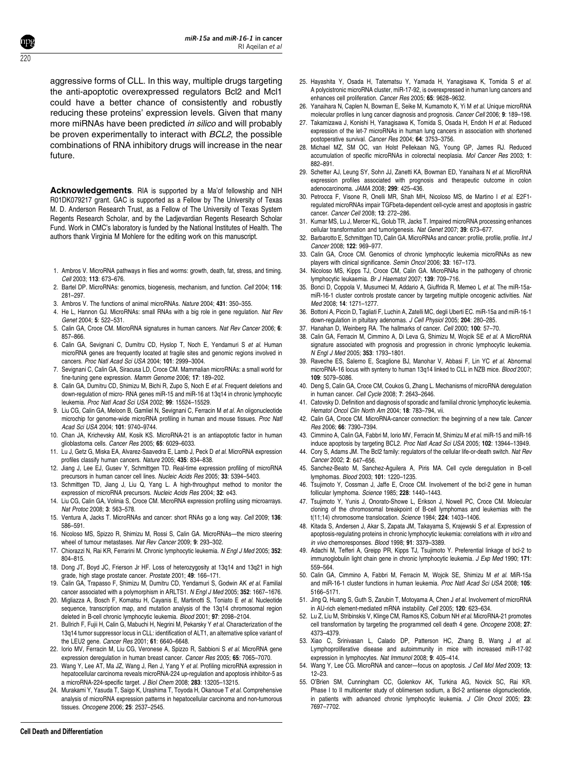aggressive forms of CLL. In this way, multiple drugs targeting the anti-apoptotic overexpressed regulators Bcl2 and Mcl1 could have a better chance of consistently and robustly reducing these proteins' expression levels. Given that many more miRNAs have been predicted *in silico* and will probably be proven experimentally to interact with *BCL2*, the possible combinations of RNA inhibitory drugs will increase in the near future.

**Acknowledgements**. RIA is supported by a Ma'of fellowship and NIH R01DK079217 grant. GAC is supported as a Fellow by The University of Texas M. D. Anderson Research Trust, as a Fellow of The University of Texas System Regents Research Scholar, and by the Ladjevardian Regents Research Scholar Fund. Work in CMC's laboratory is funded by the National Institutes of Health. The authors thank Virginia M Mohlere for the editing work on this manuscript.

1. Ambros V. MicroRNA pathways in flies and worms: growth, death, fat, stress, and timing. *Cell* 2003; **113**: 673–676.
2. Bartel DP. MicroRNAs: genomics, biogenesis, mechanism, and function. *Cell* 2004; **116**: 281–297.
3. Ambros V. The functions of animal microRNAs. *Nature* 2004; **431**: 350–355.
4. He L, Hannon GJ. MicroRNAs: small RNAs with a big role in gene regulation. *Nat Rev Genet* 2004; **5**: 522–531.
5. Calin GA, Croce CM. MicroRNA signatures in human cancers. *Nat Rev Cancer* 2006; **6**: 857–866.
6. Calin GA, Sevignani C, Dumitru CD, Hyslop T, Noch E, Yendamuri S *et al.* Human microRNA genes are frequently located at fragile sites and genomic regions involved in cancers. *Proc Natl Acad Sci USA* 2004; **101**: 2999–3004.
7. Sevignani C, Calin GA, Siracusa LD, Croce CM. Mammalian microRNAs: a small world for fine-tuning gene expression. *Mamm Genome* 2006; **17**: 189–202.
8. Calin GA, Dumitru CD, Shimizu M, Bichi R, Zupo S, Noch E *et al.* Frequent deletions and down-regulation of micro- RNA genes miR-15 and miR-16 at 13q14 in chronic lymphocytic leukemia. *Proc Natl Acad Sci USA* 2002; **99**: 15524–15529.
9. Liu CG, Calin GA, Meloon B, Gamliel N, Sevignani C, Ferracin M *et al.* An oligonucleotide microchip for genome-wide microRNA profiling in human and mouse tissues. *Proc Natl Acad Sci USA* 2004; **101**: 9740–9744.
10. Chan JA, Krichevsky AM, Kosik KS. MicroRNA-21 is an antiapoptotic factor in human glioblastoma cells. *Cancer Res* 2005; **65**: 6029–6033.
11. Lu J, Getz G, Miska EA, Alvarez-Saavedra E, Lamb J, Peck D *et al.* MicroRNA expression profiles classify human cancers. *Nature* 2005; **435**: 834–838.
12. Jiang J, Lee EJ, Gusev Y, Schmittgen TD. Real-time expression profiling of microRNA precursors in human cancer cell lines. *Nucleic Acids Res* 2005; **33**: 5394–5403.
13. Schmittgen TD, Jiang J, Liu Q, Yang L. A high-throughput method to monitor the expression of microRNA precursors. *Nucleic Acids Res* 2004; **32**: e43.
14. Liu CG, Calin GA, Volinia S, Croce CM. MicroRNA expression profiling using microarrays. *Nat Protoc* 2008; **3**: 563–578.
15. Ventura A, Jacks T. MicroRNAs and cancer: short RNAs go a long way. *Cell* 2009; **136**: 586–591.
16. Nicoloso MS, Spizzo R, Shimizu M, Rossi S, Calin GA. MicroRNAs—the micro steering wheel of tumour metastases. *Nat Rev Cancer* 2009; **9**: 293–302.
17. Chiorazzi N, Rai KR, Ferrarini M. Chronic lymphocytic leukemia. *N Engl J Med* 2005; **352**: 804–815.
18. Dong JT, Boyd JC, Frierson JF HF. Loss of heterozygosity at 13q14 and 13q21 in high grade, high stage prostate cancer. *Prostate* 2001; **49**: 166–171.
19. Calin GA, Trapasso F, Shimizu M, Dumitru CD, Yendamuri S, Godwin AK *et al.* Familial cancer associated with a polymorphism in ARLTS1. *N Engl J Med* 2005; **352**: 1667–1676.
20. Migliazza A, Bosch F, Komatsu H, Cayanis E, Martinotti S, Toniato E *et al.* Nucleotide sequence, transcription map, and mutation analysis of the 13q14 chromosomal region deleted in B-cell chronic lymphocytic leukemia. *Blood* 2001; **97**: 2098–2104.
21. Bullrich F, Fujii H, Calin G, Mabuchi H, Negrini M, Pekarsky Y *et al.* Characterization of the 13q14 tumor suppressor locus in CLL: identification of ALT1, an alternative splice variant of the LEU2 gene. *Cancer Res* 2001; **61**: 6640–6648.
22. Iorio MV, Ferracin M, Liu CG, Veronese A, Spizzo R, Sabbioni S *et al.* MicroRNA gene expression deregulation in human breast cancer. *Cancer Res* 2005; **65**: 7065–7070.
23. Wang Y, Lee AT, Ma JZ, Wang J, Ren J, Yang Y *et al.* Profiling microRNA expression in hepatocellular carcinoma reveals microRNA-224 up-regulation and apoptosis inhibitor-5 as a microRNA-224-specific target. *J Biol Chem* 2008; **283**: 13205–13215.
24. Murakami Y, Yasuda T, Saigo K, Urashima T, Toyoda H, Okanoue T *et al.* Comprehensive analysis of microRNA expression patterns in hepatocellular carcinoma and non-tumorous tissues. *Oncogene* 2006; **25**: 2537–2545.
25. Hayashita Y, Osada H, Tatematsu Y, Yamada H, Yanagisawa K, Tomida S *et al.* A polycistronic microRNA cluster, miR-17-92, is overexpressed in human lung cancers and enhances cell proliferation. *Cancer Res* 2005; **65**: 9628–9632.
26. Yanaihara N, Caplen N, Bowman E, Seike M, Kumamoto K, Yi M *et al.* Unique microRNA molecular profiles in lung cancer diagnosis and prognosis. *Cancer Cell* 2006; **9**: 189–198.
27. Takamizawa J, Konishi H, Yanagisawa K, Tomida S, Osada H, Endoh H *et al.* Reduced expression of the let-7 microRNAs in human lung cancers in association with shortened postoperative survival. *Cancer Res* 2004; **64**: 3753–3756.
28. Michael MZ, SM OC, van Holst Pellekaan NG, Young GP, James RJ. Reduced accumulation of specific microRNAs in colorectal neoplasia. *Mol Cancer Res* 2003; **1**: 882–891.
29. Schetter AJ, Leung SY, Sohn JJ, Zanetti KA, Bowman ED, Yanaihara N *et al.* MicroRNA expression profiles associated with prognosis and therapeutic outcome in colon adenocarcinoma. *JAMA* 2008; **299**: 425–436.
30. Petrocca F, Visone R, Onelli MR, Shah MH, Nicoloso MS, de Martino I *et al.* E2F1-regulated microRNAs impair TGFbeta-dependent cell-cycle arrest and apoptosis in gastric cancer. *Cancer Cell* 2008; **13**: 272–286.
31. Kumar MS, Lu J, Mercer KL, Golub TR, Jacks T. Impaired microRNA processing enhances cellular transformation and tumorigenesis. *Nat Genet* 2007; **39**: 673–677.
32. Barbarotto E, Schmittgen TD, Calin GA. MicroRNAs and cancer: profile, profile, profile. *Int J Cancer* 2008; **122**: 969–977.
33. Calin GA, Croce CM. Genomics of chronic lymphocytic leukemia microRNAs as new players with clinical significance. *Semin Oncol* 2006; **33**: 167–173.
34. Nicoloso MS, Kipps TJ, Croce CM, Calin GA. MicroRNAs in the pathogeny of chronic lymphocytic leukaemia. *Br J Haematol* 2007; **139**: 709–716.
35. Bonci D, Coppola V, Musumeci M, Addario A, Giuffrida R, Memeo L *et al.* The miR-15a-miR-16-1 cluster controls prostate cancer by targeting multiple oncogenic activities. *Nat Med* 2008; **14**: 1271–1277.
36. Bottoni A, Piccin D, Tagliati F, Luchin A, Zatelli MC, degli Uberti EC. miR-15a and miR-16-1 down-regulation in pituitary adenomas. *J Cell Physiol* 2005; **204**: 280–285.
37. Hanahan D, Weinberg RA. The hallmarks of cancer. *Cell* 2000; **100**: 57–70.
38. Calin GA, Ferracin M, Cimmino A, Di Leva G, Shimizu M, Wojcik SE *et al.* A MicroRNA signature associated with prognosis and progression in chronic lymphocytic leukemia. *N Engl J Med* 2005; **353**: 1793–1801.
39. Raveche ES, Salerno E, Scaglione BJ, Manohar V, Abbasi F, Lin YC *et al.* Abnormal microRNA-16 locus with synteny to human 13q14 linked to CLL in NZB mice. *Blood* 2007; **109**: 5079–5086.
40. Deng S, Calin GA, Croce CM, Coukos G, Zhang L. Mechanisms of microRNA deregulation in human cancer. *Cell Cycle* 2008; **7**: 2643–2646.
41. Catovsky D. Definition and diagnosis of sporadic and familial chronic lymphocytic leukemia. *Hematol Oncol Clin North Am* 2004; **18**: 783–794, vii.
42. Calin GA, Croce CM. MicroRNA-cancer connection: the beginning of a new tale. *Cancer Res* 2006; **66**: 7390–7394.
43. Cimmino A, Calin GA, Fabbri M, Iorio MV, Ferracin M, Shimizu M *et al.* miR-15 and miR-16 induce apoptosis by targeting BCL2. *Proc Natl Acad Sci USA* 2005; **102**: 13944–13949.
44. Cory S, Adams JM. The Bcl2 family: regulators of the cellular life-or-death switch. *Nat Rev Cancer* 2002; **2**: 647–656.
45. Sanchez-Beato M, Sanchez-Aguilera A, Piris MA. Cell cycle deregulation in B-cell lymphomas. *Blood* 2003; **101**: 1220–1235.
46. Tsujimoto Y, Cossman J, Jaffe E, Croce CM. Involvement of the bcl-2 gene in human follicular lymphoma. *Science* 1985; **228**: 1440–1443.
47. Tsujimoto Y, Yunis J, Onorato-Showe L, Erikson J, Nowell PC, Croce CM. Molecular cloning of the chromosomal breakpoint of B-cell lymphomas and leukemias with the t(11;14) chromosome translocation. *Science* 1984; **224**: 1403–1406.
48. Kitada S, Andersen J, Akar S, Zapata JM, Takayama S, Krajewski S *et al.* Expression of apoptosis-regulating proteins in chronic lymphocytic leukemia: correlations with *in vitro* and *in vivo* chemoresponses. *Blood* 1998; **91**: 3379–3389.
49. Adachi M, Tefferi A, Greipp PR, Kipps TJ, Tsujimoto Y. Preferential linkage of bcl-2 to immunoglobulin light chain gene in chronic lymphocytic leukemia. *J Exp Med* 1990; **171**: 559–564.
50. Calin GA, Cimmino A, Fabbri M, Ferracin M, Wojcik SE, Shimizu M *et al.* MiR-15a and miR-16-1 cluster functions in human leukemia. *Proc Natl Acad Sci USA* 2008; **105**: 5166–5171.
51. Jing Q, Huang S, Guth S, Zarubin T, Motoyama A, Chen J *et al.* Involvement of microRNA in AU-rich element-mediated mRNA instability. *Cell* 2005; **120**: 623–634.
52. Lu Z, Liu M, Stribinskis V, Klinge CM, Ramos KS, Colburn NH *et al.* MicroRNA-21 promotes cell transformation by targeting the programmed cell death 4 gene. *Oncogene* 2008; **27**: 4373–4379.
53. Xiao C, Srinivasan L, Calado DP, Patterson HC, Zhang B, Wang J *et al.* Lymphoproliferative disease and autoimmunity in mice with increased miR-17-92 expression in lymphocytes. *Nat Immunol* 2008; **9**: 405–414.
54. Wang Y, Lee CG. MicroRNA and cancer—focus on apoptosis. *J Cell Mol Med* 2009; **13**: 12–23.
55. O'Brien SM, Cunningham CC, Golenkov AK, Turkina AG, Novick SC, Rai KR. Phase I to II multicenter study of oblimersen sodium, a Bcl-2 antisense oligonucleotide, in patients with advanced chronic lymphocytic leukemia. *J Clin Oncol* 2005; **23**: 7697–7702.